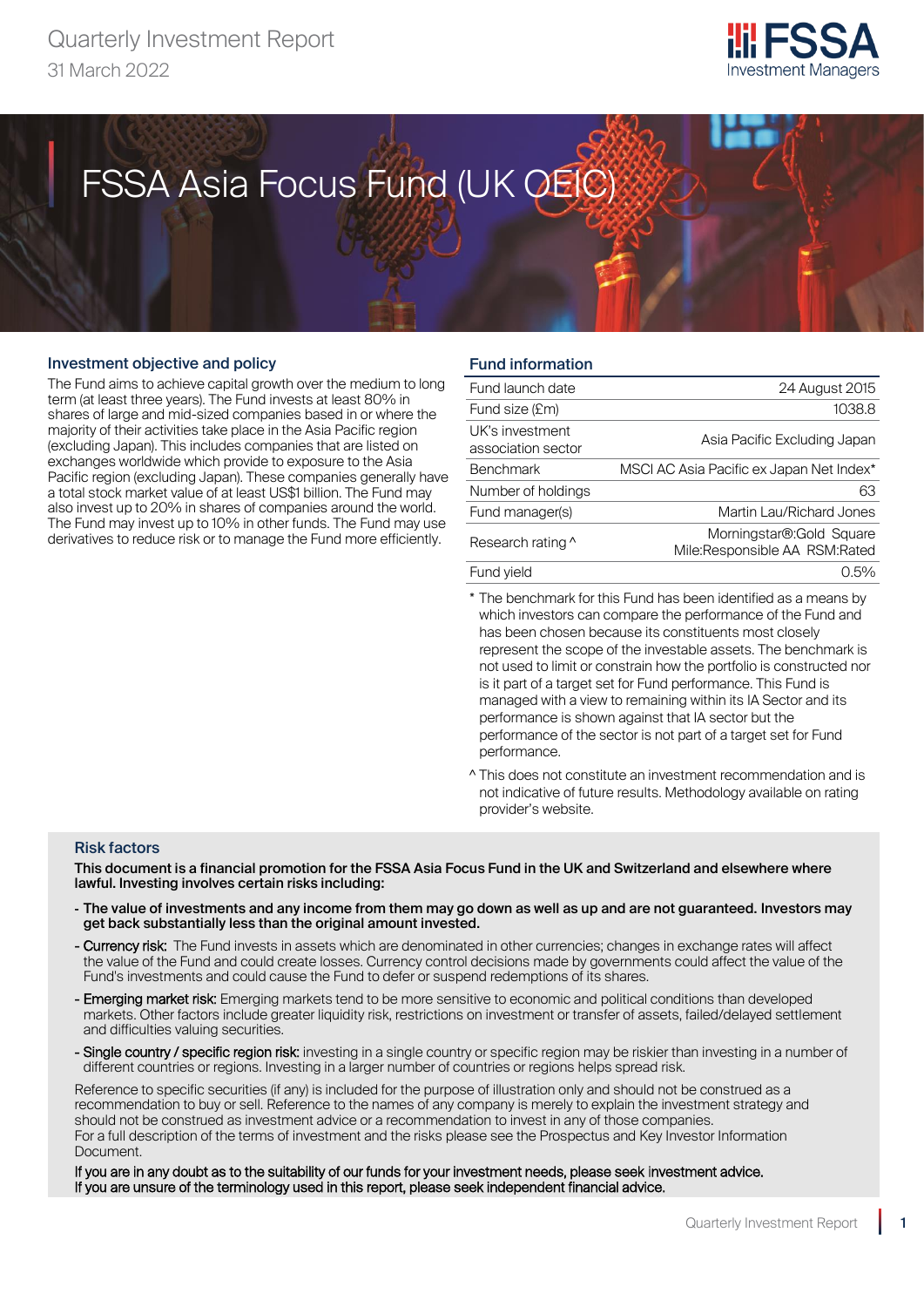Quarterly Investment Report
31 March 2022

# FSSA Asia Focus Fund (UK OEIC)

## Investment objective and policy

The Fund aims to achieve capital growth over the medium to long term (at least three years). The Fund invests at least 80% in shares of large and mid-sized companies based in or where the majority of their activities take place in the Asia Pacific region (excluding Japan). This includes companies that are listed on exchanges worldwide which provide to exposure to the Asia Pacific region (excluding Japan). These companies generally have a total stock market value of at least US$1 billion. The Fund may also invest up to 20% in shares of companies around the world. The Fund may invest up to 10% in other funds. The Fund may use derivatives to reduce risk or to manage the Fund more efficiently.

## Fund information

| | |
|---|---|
| Fund launch date | 24 August 2015 |
| Fund size (£m) | 1038.8 |
| UK's investment association sector | Asia Pacific Excluding Japan |
| Benchmark | MSCI AC Asia Pacific ex Japan Net Index* |
| Number of holdings | 63 |
| Fund manager(s) | Martin Lau/Richard Jones |
| Research rating ^ | Morningstar®:Gold Square Mile:Responsible AA RSM:Rated |
| Fund yield | 0.5% |

\* The benchmark for this Fund has been identified as a means by which investors can compare the performance of the Fund and has been chosen because its constituents most closely represent the scope of the investable assets. The benchmark is not used to limit or constrain how the portfolio is constructed nor is it part of a target set for Fund performance. This Fund is managed with a view to remaining within its IA Sector and its performance is shown against that IA sector but the performance of the sector is not part of a target set for Fund performance.

^ This does not constitute an investment recommendation and is not indicative of future results. Methodology available on rating provider's website.

## Risk factors

**This document is a financial promotion for the FSSA Asia Focus Fund in the UK and Switzerland and elsewhere where lawful. Investing involves certain risks including:**

- **The value of investments and any income from them may go down as well as up and are not guaranteed. Investors may get back substantially less than the original amount invested.**
- Currency risk: The Fund invests in assets which are denominated in other currencies; changes in exchange rates will affect the value of the Fund and could create losses. Currency control decisions made by governments could affect the value of the Fund's investments and could cause the Fund to defer or suspend redemptions of its shares.
- Emerging market risk: Emerging markets tend to be more sensitive to economic and political conditions than developed markets. Other factors include greater liquidity risk, restrictions on investment or transfer of assets, failed/delayed settlement and difficulties valuing securities.
- Single country / specific region risk: investing in a single country or specific region may be riskier than investing in a number of different countries or regions. Investing in a larger number of countries or regions helps spread risk.

Reference to specific securities (if any) is included for the purpose of illustration only and should not be construed as a recommendation to buy or sell. Reference to the names of any company is merely to explain the investment strategy and should not be construed as investment advice or a recommendation to invest in any of those companies.
For a full description of the terms of investment and the risks please see the Prospectus and Key Investor Information Document.

If you are in any doubt as to the suitability of our funds for your investment needs, please seek investment advice.
If you are unsure of the terminology used in this report, please seek independent financial advice.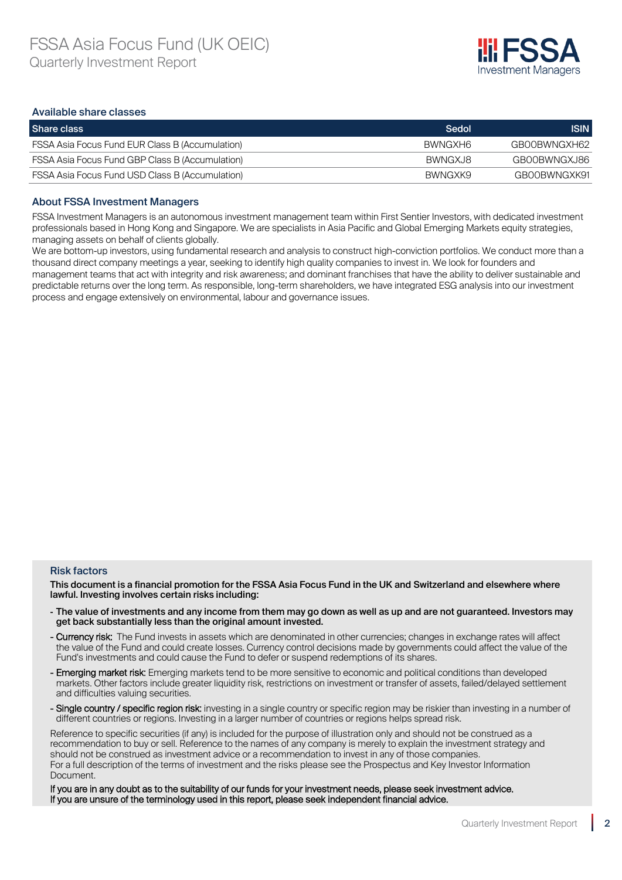## Available share classes

| Share class | Sedol | ISIN |
|---|---|---|
| FSSA Asia Focus Fund EUR Class B (Accumulation) | BWNGXH6 | GB00BWNGXH62 |
| FSSA Asia Focus Fund GBP Class B (Accumulation) | BWNGXJ8 | GB00BWNGXJ86 |
| FSSA Asia Focus Fund USD Class B (Accumulation) | BWNGXK9 | GB00BWNGXK91 |

## About FSSA Investment Managers

FSSA Investment Managers is an autonomous investment management team within First Sentier Investors, with dedicated investment professionals based in Hong Kong and Singapore. We are specialists in Asia Pacific and Global Emerging Markets equity strategies, managing assets on behalf of clients globally.

We are bottom-up investors, using fundamental research and analysis to construct high-conviction portfolios. We conduct more than a thousand direct company meetings a year, seeking to identify high quality companies to invest in. We look for founders and management teams that act with integrity and risk awareness; and dominant franchises that have the ability to deliver sustainable and predictable returns over the long term. As responsible, long-term shareholders, we have integrated ESG analysis into our investment process and engage extensively on environmental, labour and governance issues.

## Risk factors

**This document is a financial promotion for the FSSA Asia Focus Fund in the UK and Switzerland and elsewhere where lawful. Investing involves certain risks including:**

- **The value of investments and any income from them may go down as well as up and are not guaranteed. Investors may get back substantially less than the original amount invested.**
- **Currency risk:** The Fund invests in assets which are denominated in other currencies; changes in exchange rates will affect the value of the Fund and could create losses. Currency control decisions made by governments could affect the value of the Fund's investments and could cause the Fund to defer or suspend redemptions of its shares.
- **Emerging market risk:** Emerging markets tend to be more sensitive to economic and political conditions than developed markets. Other factors include greater liquidity risk, restrictions on investment or transfer of assets, failed/delayed settlement and difficulties valuing securities.
- **Single country / specific region risk:** investing in a single country or specific region may be riskier than investing in a number of different countries or regions. Investing in a larger number of countries or regions helps spread risk.

Reference to specific securities (if any) is included for the purpose of illustration only and should not be construed as a recommendation to buy or sell. Reference to the names of any company is merely to explain the investment strategy and should not be construed as investment advice or a recommendation to invest in any of those companies.
For a full description of the terms of investment and the risks please see the Prospectus and Key Investor Information Document.

**If you are in any doubt as to the suitability of our funds for your investment needs, please seek investment advice.**
**If you are unsure of the terminology used in this report, please seek independent financial advice.**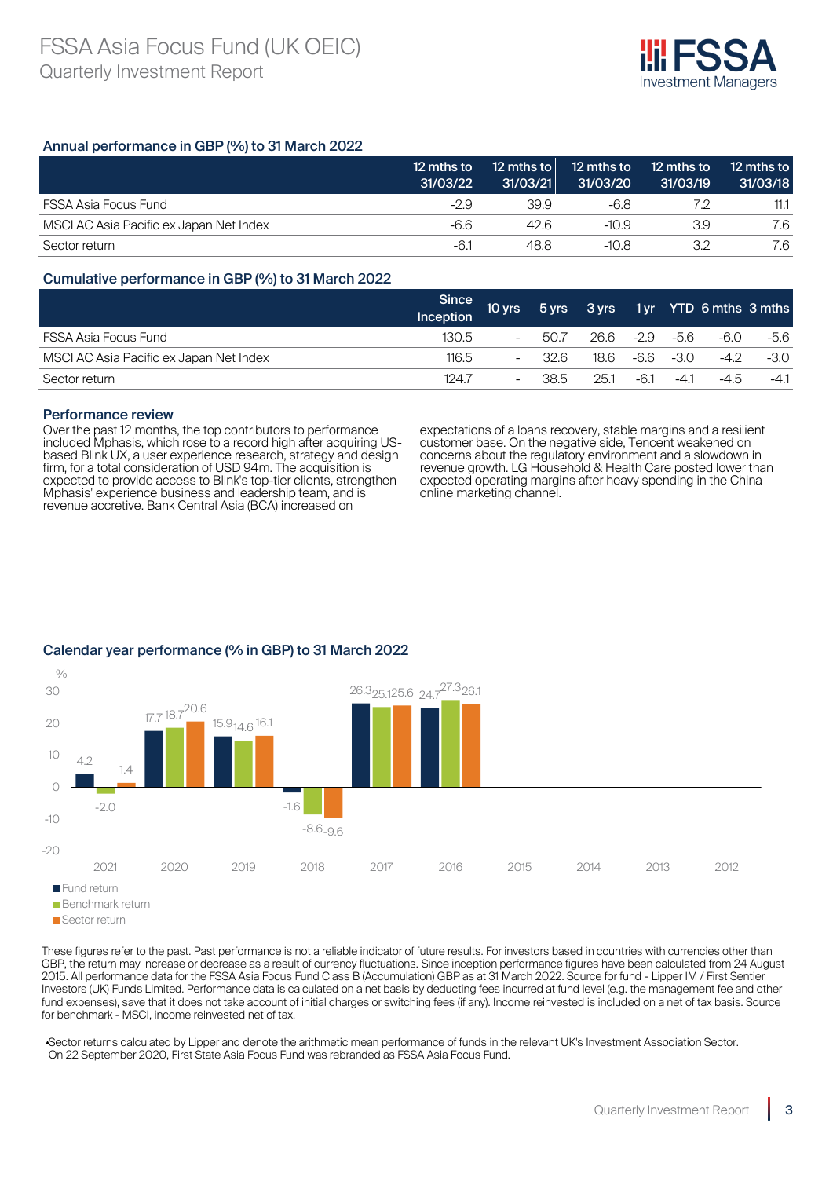## Annual performance in GBP (%) to 31 March 2022

| | 12 mths to 31/03/22 | 12 mths to 31/03/21 | 12 mths to 31/03/20 | 12 mths to 31/03/19 | 12 mths to 31/03/18 |
|---|---|---|---|---|---|
| FSSA Asia Focus Fund | -2.9 | 39.9 | -6.8 | 7.2 | 11.1 |
| MSCI AC Asia Pacific ex Japan Net Index | -6.6 | 42.6 | -10.9 | 3.9 | 7.6 |
| Sector return | -6.1 | 48.8 | -10.8 | 3.2 | 7.6 |

## Cumulative performance in GBP (%) to 31 March 2022

| | Since Inception | 10 yrs | 5 yrs | 3 yrs | 1 yr | YTD | 6 mths | 3 mths |
|---|---|---|---|---|---|---|---|---|
| FSSA Asia Focus Fund | 130.5 | - | 50.7 | 26.6 | -2.9 | -5.6 | -6.0 | -5.6 |
| MSCI AC Asia Pacific ex Japan Net Index | 116.5 | - | 32.6 | 18.6 | -6.6 | -3.0 | -4.2 | -3.0 |
| Sector return | 124.7 | - | 38.5 | 25.1 | -6.1 | -4.1 | -4.5 | -4.1 |

## Performance review

Over the past 12 months, the top contributors to performance included Mphasis, which rose to a record high after acquiring US-based Blink UX, a user experience research, strategy and design firm, for a total consideration of USD 94m. The acquisition is expected to provide access to Blink's top-tier clients, strengthen Mphasis' experience business and leadership team, and is revenue accretive. Bank Central Asia (BCA) increased on expectations of a loans recovery, stable margins and a resilient customer base. On the negative side, Tencent weakened on concerns about the regulatory environment and a slowdown in revenue growth. LG Household & Health Care posted lower than expected operating margins after heavy spending in the China online marketing channel.

## Calendar year performance (% in GBP) to 31 March 2022

| | 2021 | 2020 | 2019 | 2018 | 2017 | 2016 | 2015 | 2014 | 2013 | 2012 |
|---|---|---|---|---|---|---|---|---|---|---|
| Fund return | 4.2 | 17.7 | 15.9 | -1.6 | 26.3 | 24.7 | | | | |
| Benchmark return | -2.0 | 18.7 | 14.6 | -8.6 | 25.1 | 27.3 | | | | |
| Sector return | 1.4 | 20.6 | 16.1 | -9.6 | 25.6 | 26.1 | | | | |

These figures refer to the past. Past performance is not a reliable indicator of future results. For investors based in countries with currencies other than GBP, the return may increase or decrease as a result of currency fluctuations. Since inception performance figures have been calculated from 24 August 2015. All performance data for the FSSA Asia Focus Fund Class B (Accumulation) GBP as at 31 March 2022. Source for fund - Lipper IM / First Sentier Investors (UK) Funds Limited. Performance data is calculated on a net basis by deducting fees incurred at fund level (e.g. the management fee and other fund expenses), save that it does not take account of initial charges or switching fees (if any). Income reinvested is included on a net of tax basis. Source for benchmark - MSCI, income reinvested net of tax.

•Sector returns calculated by Lipper and denote the arithmetic mean performance of funds in the relevant UK's Investment Association Sector. On 22 September 2020, First State Asia Focus Fund was rebranded as FSSA Asia Focus Fund.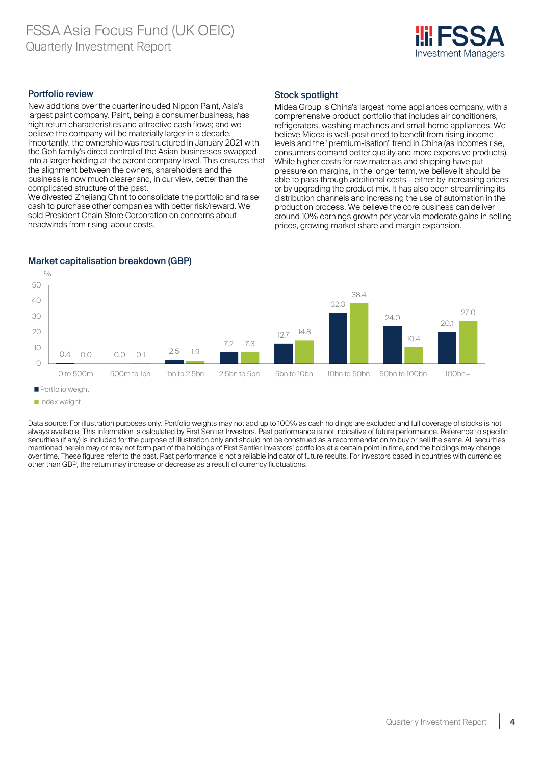## Portfolio review

New additions over the quarter included Nippon Paint, Asia's largest paint company. Paint, being a consumer business, has high return characteristics and attractive cash flows; and we believe the company will be materially larger in a decade. Importantly, the ownership was restructured in January 2021 with the Goh family's direct control of the Asian businesses swapped into a larger holding at the parent company level. This ensures that the alignment between the owners, shareholders and the business is now much clearer and, in our view, better than the complicated structure of the past.

We divested Zhejiang Chint to consolidate the portfolio and raise cash to purchase other companies with better risk/reward. We sold President Chain Store Corporation on concerns about headwinds from rising labour costs.

## Stock spotlight

Midea Group is China's largest home appliances company, with a comprehensive product portfolio that includes air conditioners, refrigerators, washing machines and small home appliances. We believe Midea is well-positioned to benefit from rising income levels and the "premium-isation" trend in China (as incomes rise, consumers demand better quality and more expensive products). While higher costs for raw materials and shipping have put pressure on margins, in the longer term, we believe it should be able to pass through additional costs – either by increasing prices or by upgrading the product mix. It has also been streamlining its distribution channels and increasing the use of automation in the production process. We believe the core business can deliver around 10% earnings growth per year via moderate gains in selling prices, growing market share and margin expansion.

## Market capitalisation breakdown (GBP)

| % | Portfolio weight | Index weight |
|---|---|---|
| 0 to 500m | 0.4 | 0.0 |
| 500m to 1bn | 0.0 | 0.1 |
| 1bn to 2.5bn | 2.5 | 1.9 |
| 2.5bn to 5bn | 7.2 | 7.3 |
| 5bn to 10bn | 12.7 | 14.8 |
| 10bn to 50bn | 32.3 | 38.4 |
| 50bn to 100bn | 24.0 | 10.4 |
| 100bn+ | 20.1 | 27.0 |

Data source: For illustration purposes only. Portfolio weights may not add up to 100% as cash holdings are excluded and full coverage of stocks is not always available. This information is calculated by First Sentier Investors. Past performance is not indicative of future performance. Reference to specific securities (if any) is included for the purpose of illustration only and should not be construed as a recommendation to buy or sell the same. All securities mentioned herein may or may not form part of the holdings of First Sentier Investors' portfolios at a certain point in time, and the holdings may change over time. These figures refer to the past. Past performance is not a reliable indicator of future results. For investors based in countries with currencies other than GBP, the return may increase or decrease as a result of currency fluctuations.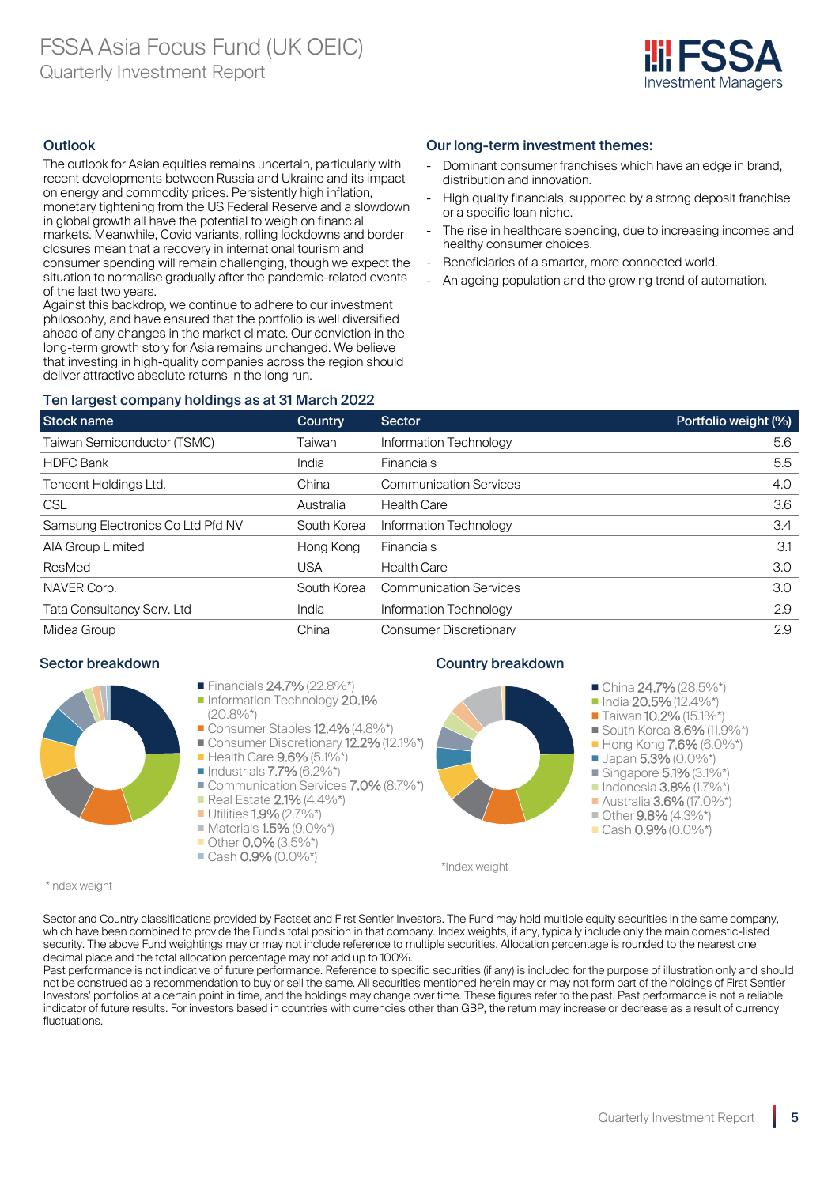## Outlook

The outlook for Asian equities remains uncertain, particularly with recent developments between Russia and Ukraine and its impact on energy and commodity prices. Persistently high inflation, monetary tightening from the US Federal Reserve and a slowdown in global growth all have the potential to weigh on financial markets. Meanwhile, Covid variants, rolling lockdowns and border closures mean that a recovery in international tourism and consumer spending will remain challenging, though we expect the situation to normalise gradually after the pandemic-related events of the last two years.

Against this backdrop, we continue to adhere to our investment philosophy, and have ensured that the portfolio is well diversified ahead of any changes in the market climate. Our conviction in the long-term growth story for Asia remains unchanged. We believe that investing in high-quality companies across the region should deliver attractive absolute returns in the long run.

## Our long-term investment themes:

- Dominant consumer franchises which have an edge in brand, distribution and innovation.
- High quality financials, supported by a strong deposit franchise or a specific loan niche.
- The rise in healthcare spending, due to increasing incomes and healthy consumer choices.
- Beneficiaries of a smarter, more connected world.
- An ageing population and the growing trend of automation.

## Ten largest company holdings as at 31 March 2022

| Stock name | Country | Sector | Portfolio weight (%) |
|---|---|---|---|
| Taiwan Semiconductor (TSMC) | Taiwan | Information Technology | 5.6 |
| HDFC Bank | India | Financials | 5.5 |
| Tencent Holdings Ltd. | China | Communication Services | 4.0 |
| CSL | Australia | Health Care | 3.6 |
| Samsung Electronics Co Ltd Pfd NV | South Korea | Information Technology | 3.4 |
| AIA Group Limited | Hong Kong | Financials | 3.1 |
| ResMed | USA | Health Care | 3.0 |
| NAVER Corp. | South Korea | Communication Services | 3.0 |
| Tata Consultancy Serv. Ltd | India | Information Technology | 2.9 |
| Midea Group | China | Consumer Discretionary | 2.9 |

## Sector breakdown

- Financials **24.7%** (22.8%*)
- Information Technology **20.1%** (20.8%*)
- Consumer Staples **12.4%** (4.8%*)
- Consumer Discretionary **12.2%** (12.1%*)
- Health Care **9.6%** (5.1%*)
- Industrials **7.7%** (6.2%*)
- Communication Services **7.0%** (8.7%*)
- Real Estate **2.1%** (4.4%*)
- Utilities **1.9%** (2.7%*)
- Materials **1.5%** (9.0%*)
- Other **0.0%** (3.5%*)
- Cash **0.9%** (0.0%*)

*Index weight

## Country breakdown

- China **24.7%** (28.5%*)
- India **20.5%** (12.4%*)
- Taiwan **10.2%** (15.1%*)
- South Korea **8.6%** (11.9%*)
- Hong Kong **7.6%** (6.0%*)
- Japan **5.3%** (0.0%*)
- Singapore **5.1%** (3.1%*)
- Indonesia **3.8%** (1.7%*)
- Australia **3.6%** (17.0%*)
- Other **9.8%** (4.3%*)
- Cash **0.9%** (0.0%*)

*Index weight

Sector and Country classifications provided by Factset and First Sentier Investors. The Fund may hold multiple equity securities in the same company, which have been combined to provide the Fund's total position in that company. Index weights, if any, typically include only the main domestic-listed security. The above Fund weightings may or may not include reference to multiple securities. Allocation percentage is rounded to the nearest one decimal place and the total allocation percentage may not add up to 100%.

Past performance is not indicative of future performance. Reference to specific securities (if any) is included for the purpose of illustration only and should not be construed as a recommendation to buy or sell the same. All securities mentioned herein may or may not form part of the holdings of First Sentier Investors' portfolios at a certain point in time, and the holdings may change over time. These figures refer to the past. Past performance is not a reliable indicator of future results. For investors based in countries with currencies other than GBP, the return may increase or decrease as a result of currency fluctuations.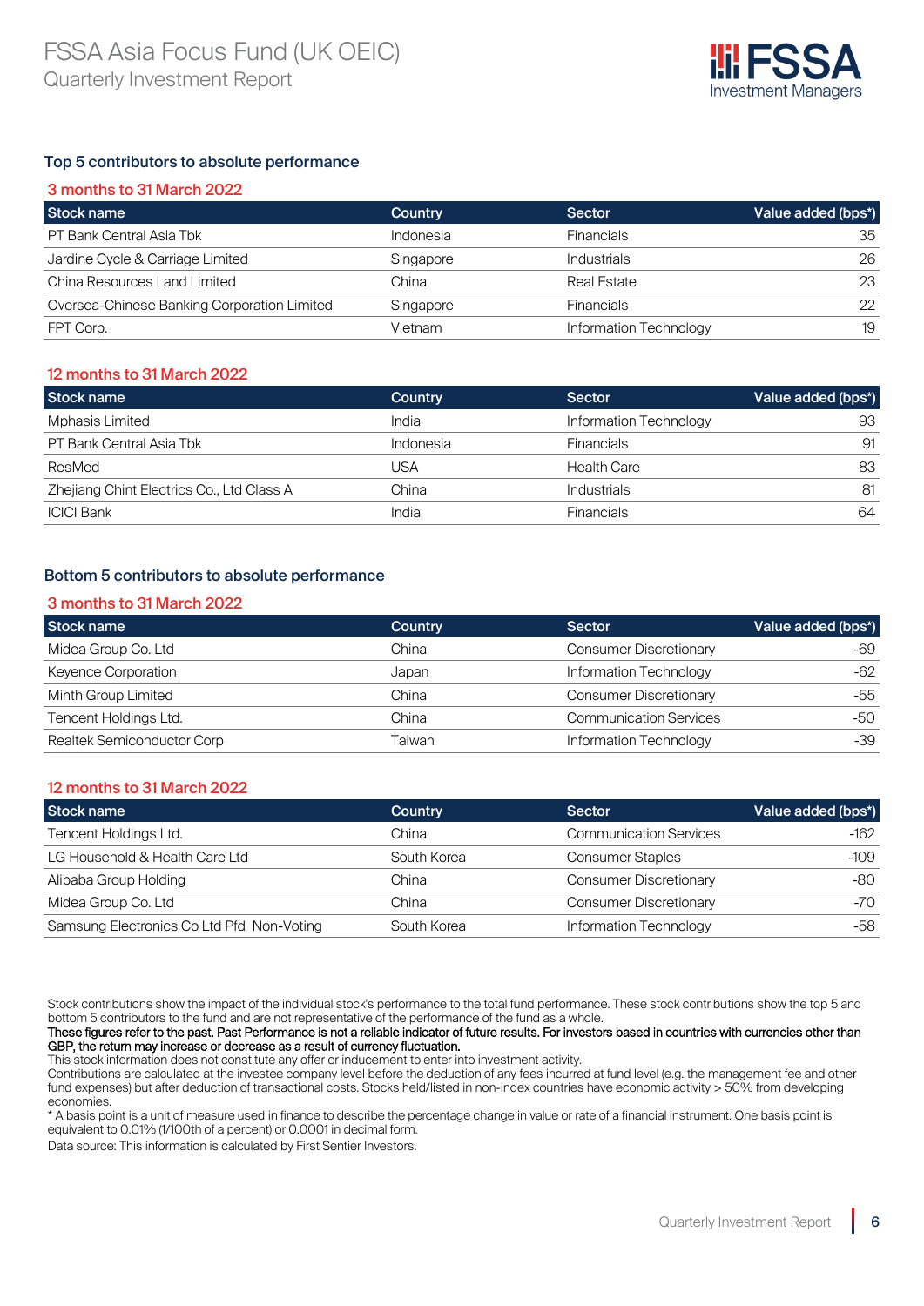## Top 5 contributors to absolute performance

### 3 months to 31 March 2022

| Stock name | Country | Sector | Value added (bps*) |
|---|---|---|---|
| PT Bank Central Asia Tbk | Indonesia | Financials | 35 |
| Jardine Cycle & Carriage Limited | Singapore | Industrials | 26 |
| China Resources Land Limited | China | Real Estate | 23 |
| Oversea-Chinese Banking Corporation Limited | Singapore | Financials | 22 |
| FPT Corp. | Vietnam | Information Technology | 19 |

### 12 months to 31 March 2022

| Stock name | Country | Sector | Value added (bps*) |
|---|---|---|---|
| Mphasis Limited | India | Information Technology | 93 |
| PT Bank Central Asia Tbk | Indonesia | Financials | 91 |
| ResMed | USA | Health Care | 83 |
| Zhejiang Chint Electrics Co., Ltd Class A | China | Industrials | 81 |
| ICICI Bank | India | Financials | 64 |

## Bottom 5 contributors to absolute performance

### 3 months to 31 March 2022

| Stock name | Country | Sector | Value added (bps*) |
|---|---|---|---|
| Midea Group Co. Ltd | China | Consumer Discretionary | -69 |
| Keyence Corporation | Japan | Information Technology | -62 |
| Minth Group Limited | China | Consumer Discretionary | -55 |
| Tencent Holdings Ltd. | China | Communication Services | -50 |
| Realtek Semiconductor Corp | Taiwan | Information Technology | -39 |

### 12 months to 31 March 2022

| Stock name | Country | Sector | Value added (bps*) |
|---|---|---|---|
| Tencent Holdings Ltd. | China | Communication Services | -162 |
| LG Household & Health Care Ltd | South Korea | Consumer Staples | -109 |
| Alibaba Group Holding | China | Consumer Discretionary | -80 |
| Midea Group Co. Ltd | China | Consumer Discretionary | -70 |
| Samsung Electronics Co Ltd Pfd Non-Voting | South Korea | Information Technology | -58 |

Stock contributions show the impact of the individual stock's performance to the total fund performance. These stock contributions show the top 5 and bottom 5 contributors to the fund and are not representative of the performance of the fund as a whole.

**These figures refer to the past. Past Performance is not a reliable indicator of future results. For investors based in countries with currencies other than GBP, the return may increase or decrease as a result of currency fluctuation.**

This stock information does not constitute any offer or inducement to enter into investment activity.

Contributions are calculated at the investee company level before the deduction of any fees incurred at fund level (e.g. the management fee and other fund expenses) but after deduction of transactional costs. Stocks held/listed in non-index countries have economic activity > 50% from developing economies.

* A basis point is a unit of measure used in finance to describe the percentage change in value or rate of a financial instrument. One basis point is equivalent to 0.01% (1/100th of a percent) or 0.0001 in decimal form.

Data source: This information is calculated by First Sentier Investors.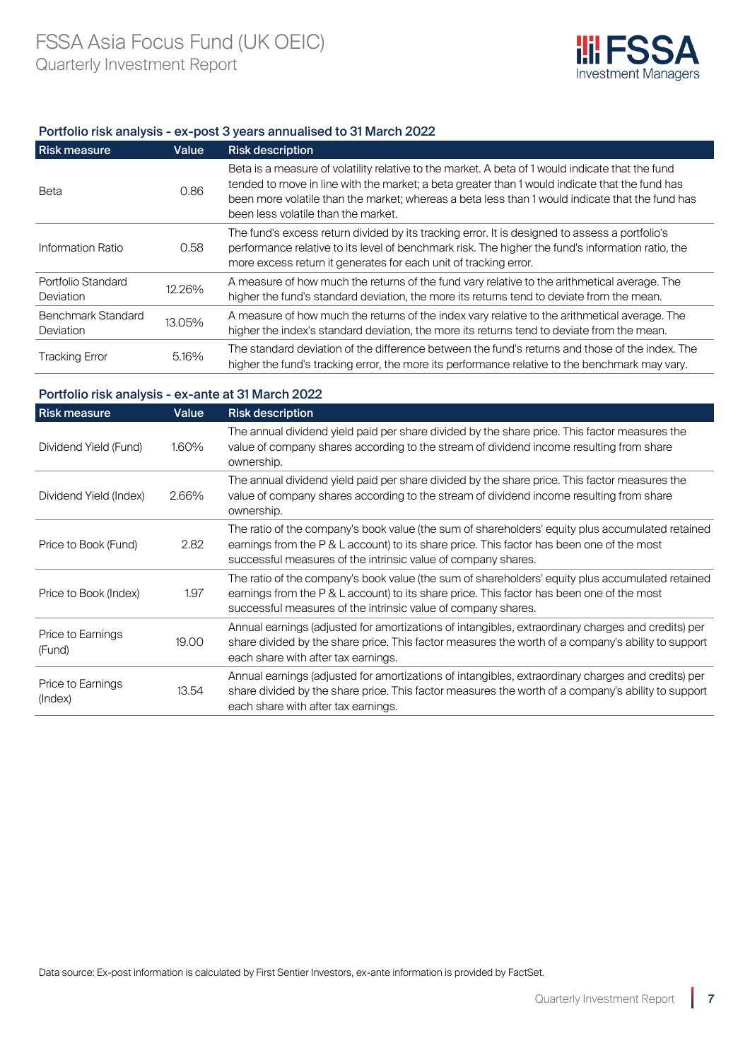### Portfolio risk analysis - ex-post 3 years annualised to 31 March 2022

| Risk measure | Value | Risk description |
|---|---|---|
| Beta | 0.86 | Beta is a measure of volatility relative to the market. A beta of 1 would indicate that the fund tended to move in line with the market; a beta greater than 1 would indicate that the fund has been more volatile than the market; whereas a beta less than 1 would indicate that the fund has been less volatile than the market. |
| Information Ratio | 0.58 | The fund's excess return divided by its tracking error. It is designed to assess a portfolio's performance relative to its level of benchmark risk. The higher the fund's information ratio, the more excess return it generates for each unit of tracking error. |
| Portfolio Standard Deviation | 12.26% | A measure of how much the returns of the fund vary relative to the arithmetical average. The higher the fund's standard deviation, the more its returns tend to deviate from the mean. |
| Benchmark Standard Deviation | 13.05% | A measure of how much the returns of the index vary relative to the arithmetical average. The higher the index's standard deviation, the more its returns tend to deviate from the mean. |
| Tracking Error | 5.16% | The standard deviation of the difference between the fund's returns and those of the index. The higher the fund's tracking error, the more its performance relative to the benchmark may vary. |

### Portfolio risk analysis - ex-ante at 31 March 2022

| Risk measure | Value | Risk description |
|---|---|---|
| Dividend Yield (Fund) | 1.60% | The annual dividend yield paid per share divided by the share price. This factor measures the value of company shares according to the stream of dividend income resulting from share ownership. |
| Dividend Yield (Index) | 2.66% | The annual dividend yield paid per share divided by the share price. This factor measures the value of company shares according to the stream of dividend income resulting from share ownership. |
| Price to Book (Fund) | 2.82 | The ratio of the company's book value (the sum of shareholders' equity plus accumulated retained earnings from the P & L account) to its share price. This factor has been one of the most successful measures of the intrinsic value of company shares. |
| Price to Book (Index) | 1.97 | The ratio of the company's book value (the sum of shareholders' equity plus accumulated retained earnings from the P & L account) to its share price. This factor has been one of the most successful measures of the intrinsic value of company shares. |
| Price to Earnings (Fund) | 19.00 | Annual earnings (adjusted for amortizations of intangibles, extraordinary charges and credits) per share divided by the share price. This factor measures the worth of a company's ability to support each share with after tax earnings. |
| Price to Earnings (Index) | 13.54 | Annual earnings (adjusted for amortizations of intangibles, extraordinary charges and credits) per share divided by the share price. This factor measures the worth of a company's ability to support each share with after tax earnings. |

Data source: Ex-post information is calculated by First Sentier Investors, ex-ante information is provided by FactSet.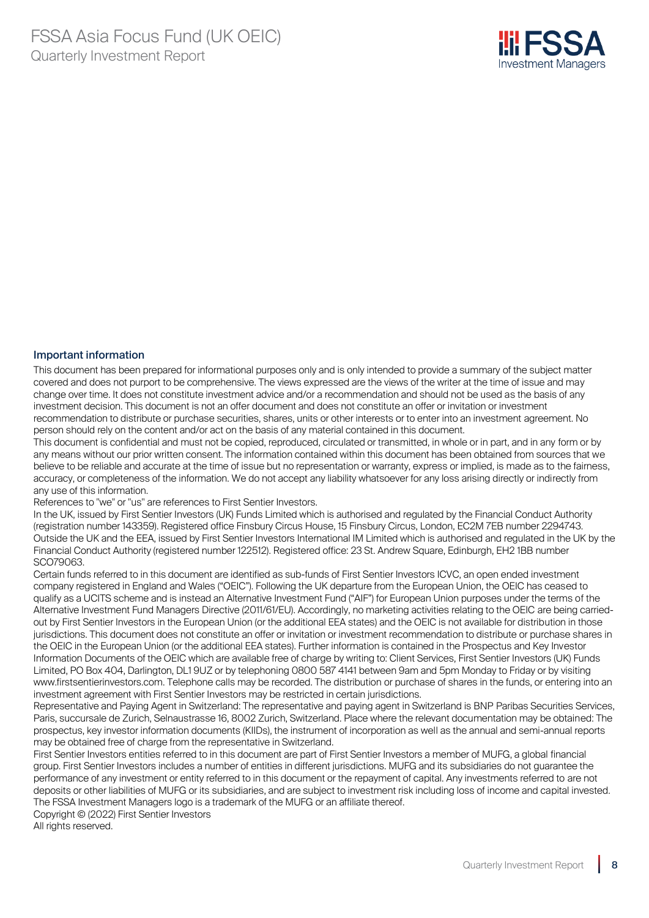## Important information

This document has been prepared for informational purposes only and is only intended to provide a summary of the subject matter covered and does not purport to be comprehensive. The views expressed are the views of the writer at the time of issue and may change over time. It does not constitute investment advice and/or a recommendation and should not be used as the basis of any investment decision. This document is not an offer document and does not constitute an offer or invitation or investment recommendation to distribute or purchase securities, shares, units or other interests or to enter into an investment agreement. No person should rely on the content and/or act on the basis of any material contained in this document.

This document is confidential and must not be copied, reproduced, circulated or transmitted, in whole or in part, and in any form or by any means without our prior written consent. The information contained within this document has been obtained from sources that we believe to be reliable and accurate at the time of issue but no representation or warranty, express or implied, is made as to the fairness, accuracy, or completeness of the information. We do not accept any liability whatsoever for any loss arising directly or indirectly from any use of this information.

References to "we" or "us" are references to First Sentier Investors.

In the UK, issued by First Sentier Investors (UK) Funds Limited which is authorised and regulated by the Financial Conduct Authority (registration number 143359). Registered office Finsbury Circus House, 15 Finsbury Circus, London, EC2M 7EB number 2294743. Outside the UK and the EEA, issued by First Sentier Investors International IM Limited which is authorised and regulated in the UK by the Financial Conduct Authority (registered number 122512). Registered office: 23 St. Andrew Square, Edinburgh, EH2 1BB number SCO79063.

Certain funds referred to in this document are identified as sub-funds of First Sentier Investors ICVC, an open ended investment company registered in England and Wales ("OEIC"). Following the UK departure from the European Union, the OEIC has ceased to qualify as a UCITS scheme and is instead an Alternative Investment Fund ("AIF") for European Union purposes under the terms of the Alternative Investment Fund Managers Directive (2011/61/EU). Accordingly, no marketing activities relating to the OEIC are being carried-out by First Sentier Investors in the European Union (or the additional EEA states) and the OEIC is not available for distribution in those jurisdictions. This document does not constitute an offer or invitation or investment recommendation to distribute or purchase shares in the OEIC in the European Union (or the additional EEA states). Further information is contained in the Prospectus and Key Investor Information Documents of the OEIC which are available free of charge by writing to: Client Services, First Sentier Investors (UK) Funds Limited, PO Box 404, Darlington, DL1 9UZ or by telephoning 0800 587 4141 between 9am and 5pm Monday to Friday or by visiting www.firstsentierinvestors.com. Telephone calls may be recorded. The distribution or purchase of shares in the funds, or entering into an investment agreement with First Sentier Investors may be restricted in certain jurisdictions.

Representative and Paying Agent in Switzerland: The representative and paying agent in Switzerland is BNP Paribas Securities Services, Paris, succursale de Zurich, Selnaustrasse 16, 8002 Zurich, Switzerland. Place where the relevant documentation may be obtained: The prospectus, key investor information documents (KIIDs), the instrument of incorporation as well as the annual and semi-annual reports may be obtained free of charge from the representative in Switzerland.

First Sentier Investors entities referred to in this document are part of First Sentier Investors a member of MUFG, a global financial group. First Sentier Investors includes a number of entities in different jurisdictions. MUFG and its subsidiaries do not guarantee the performance of any investment or entity referred to in this document or the repayment of capital. Any investments referred to are not deposits or other liabilities of MUFG or its subsidiaries, and are subject to investment risk including loss of income and capital invested. The FSSA Investment Managers logo is a trademark of the MUFG or an affiliate thereof.

Copyright © (2022) First Sentier Investors

All rights reserved.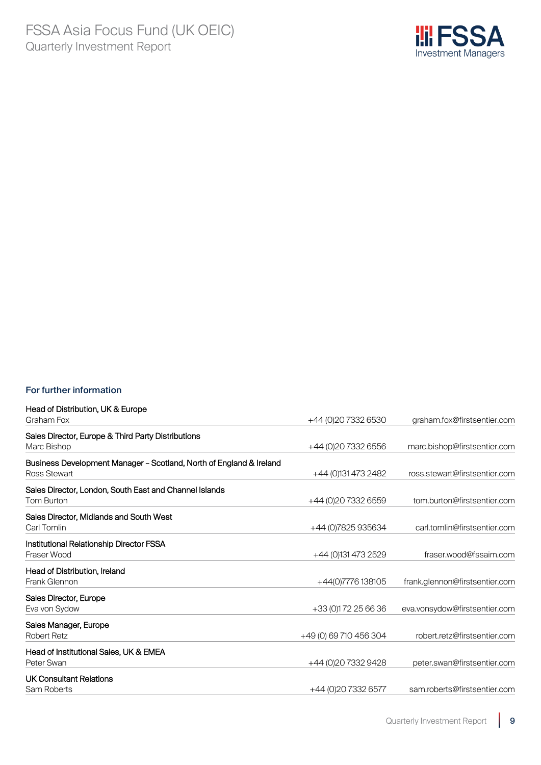## For further information

| | | |
|---|---|---|
| **Head of Distribution, UK & Europe**<br>Graham Fox | +44 (0)20 7332 6530 | graham.fox@firstsentier.com |
| **Sales Director, Europe & Third Party Distributions**<br>Marc Bishop | +44 (0)20 7332 6556 | marc.bishop@firstsentier.com |
| **Business Development Manager – Scotland, North of England & Ireland**<br>Ross Stewart | +44 (0)131 473 2482 | ross.stewart@firstsentier.com |
| **Sales Director, London, South East and Channel Islands**<br>Tom Burton | +44 (0)20 7332 6559 | tom.burton@firstsentier.com |
| **Sales Director, Midlands and South West**<br>Carl Tomlin | +44 (0)7825 935634 | carl.tomlin@firstsentier.com |
| **Institutional Relationship Director FSSA**<br>Fraser Wood | +44 (0)131 473 2529 | fraser.wood@fssaim.com |
| **Head of Distribution, Ireland**<br>Frank Glennon | +44(0)7776 138105 | frank.glennon@firstsentier.com |
| **Sales Director, Europe**<br>Eva von Sydow | +33 (0)1 72 25 66 36 | eva.vonsydow@firstsentier.com |
| **Sales Manager, Europe**<br>Robert Retz | +49 (0) 69 710 456 304 | robert.retz@firstsentier.com |
| **Head of Institutional Sales, UK & EMEA**<br>Peter Swan | +44 (0)20 7332 9428 | peter.swan@firstsentier.com |
| **UK Consultant Relations**<br>Sam Roberts | +44 (0)20 7332 6577 | sam.roberts@firstsentier.com |